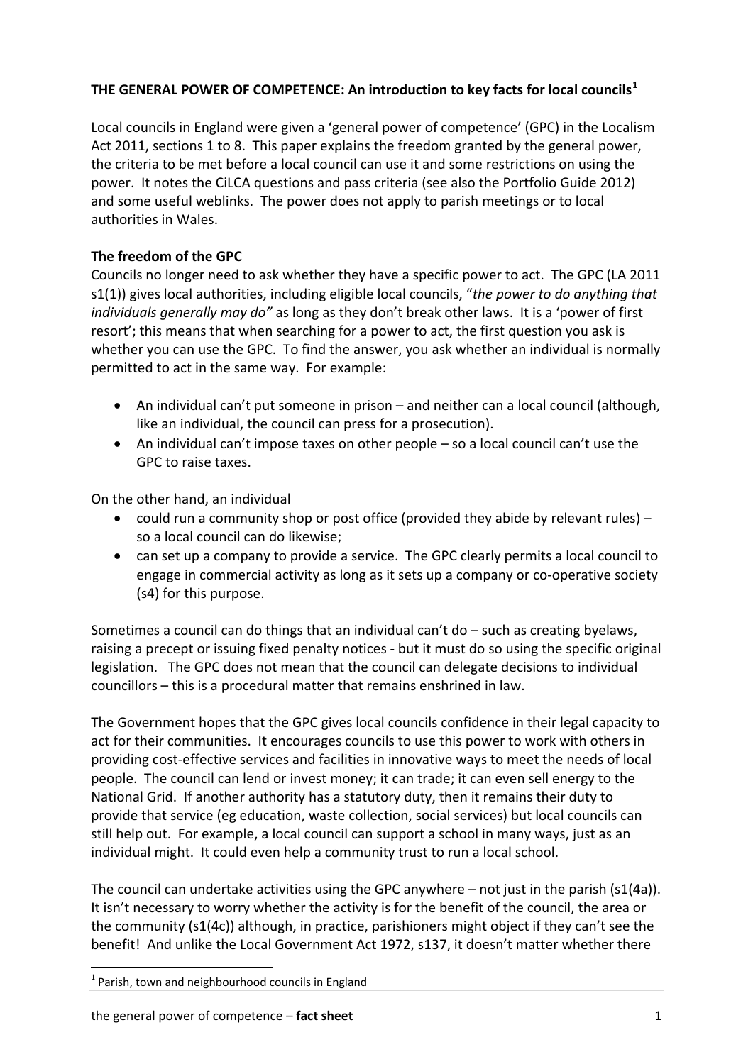**THE GENERAL POWER OF COMPETENCE: An introduction to key facts for local councils**[1]

Local councils in England were given a 'general power of competence' (GPC) in the Localism Act 2011, sections 1 to 8. This paper explains the freedom granted by the general power, the criteria to be met before a local council can use it and some restrictions on using the power. It notes the CiLCA questions and pass criteria (see also the Portfolio Guide 2012) and some useful weblinks. The power does not apply to parish meetings or to local authorities in Wales.

**The freedom of the GPC**

Councils no longer need to ask whether they have a specific power to act. The GPC (LA 2011 s1(1)) gives local authorities, including eligible local councils, "*the power to do anything that individuals generally may do"* as long as they don't break other laws. It is a 'power of first resort'; this means that when searching for a power to act, the first question you ask is whether you can use the GPC. To find the answer, you ask whether an individual is normally permitted to act in the same way. For example:

- An individual can't put someone in prison – and neither can a local council (although, like an individual, the council can press for a prosecution).
- An individual can't impose taxes on other people – so a local council can't use the GPC to raise taxes.

On the other hand, an individual

- could run a community shop or post office (provided they abide by relevant rules) – so a local council can do likewise;
- can set up a company to provide a service. The GPC clearly permits a local council to engage in commercial activity as long as it sets up a company or co-operative society (s4) for this purpose.

Sometimes a council can do things that an individual can't do – such as creating byelaws, raising a precept or issuing fixed penalty notices - but it must do so using the specific original legislation. The GPC does not mean that the council can delegate decisions to individual councillors – this is a procedural matter that remains enshrined in law.

The Government hopes that the GPC gives local councils confidence in their legal capacity to act for their communities. It encourages councils to use this power to work with others in providing cost-effective services and facilities in innovative ways to meet the needs of local people. The council can lend or invest money; it can trade; it can even sell energy to the National Grid. If another authority has a statutory duty, then it remains their duty to provide that service (eg education, waste collection, social services) but local councils can still help out. For example, a local council can support a school in many ways, just as an individual might. It could even help a community trust to run a local school.

The council can undertake activities using the GPC anywhere – not just in the parish (s1(4a)). It isn't necessary to worry whether the activity is for the benefit of the council, the area or the community (s1(4c)) although, in practice, parishioners might object if they can't see the benefit! And unlike the Local Government Act 1972, s137, it doesn't matter whether there

[1] Parish, town and neighbourhood councils in England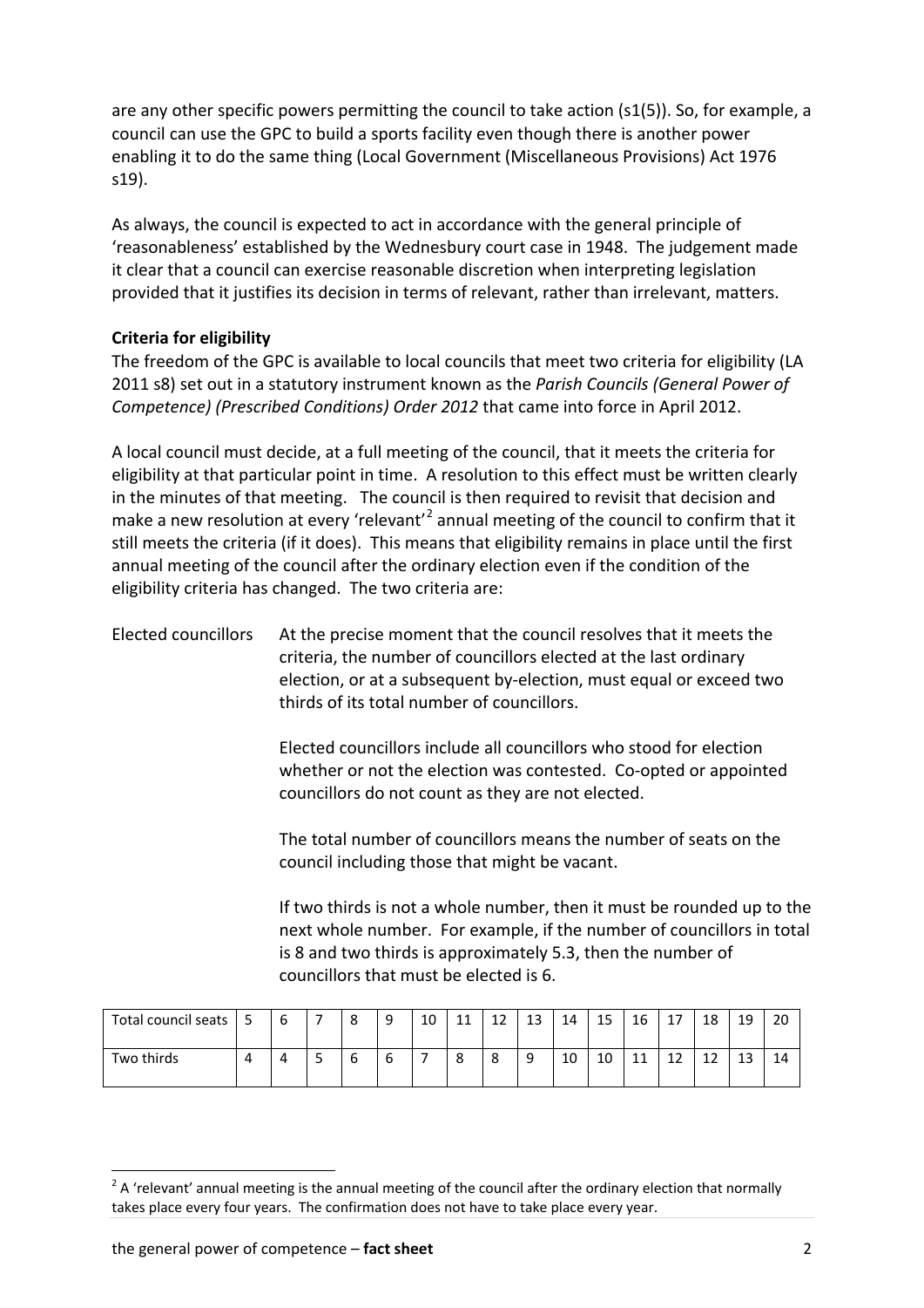are any other specific powers permitting the council to take action (s1(5)). So, for example, a council can use the GPC to build a sports facility even though there is another power enabling it to do the same thing (Local Government (Miscellaneous Provisions) Act 1976 s19).

As always, the council is expected to act in accordance with the general principle of 'reasonableness' established by the Wednesbury court case in 1948. The judgement made it clear that a council can exercise reasonable discretion when interpreting legislation provided that it justifies its decision in terms of relevant, rather than irrelevant, matters.

**Criteria for eligibility**

The freedom of the GPC is available to local councils that meet two criteria for eligibility (LA 2011 s8) set out in a statutory instrument known as the *Parish Councils (General Power of Competence) (Prescribed Conditions) Order 2012* that came into force in April 2012.

A local council must decide, at a full meeting of the council, that it meets the criteria for eligibility at that particular point in time. A resolution to this effect must be written clearly in the minutes of that meeting. The council is then required to revisit that decision and make a new resolution at every 'relevant'[2] annual meeting of the council to confirm that it still meets the criteria (if it does). This means that eligibility remains in place until the first annual meeting of the council after the ordinary election even if the condition of the eligibility criteria has changed. The two criteria are:

Elected councillors

At the precise moment that the council resolves that it meets the criteria, the number of councillors elected at the last ordinary election, or at a subsequent by-election, must equal or exceed two thirds of its total number of councillors.

Elected councillors include all councillors who stood for election whether or not the election was contested. Co-opted or appointed councillors do not count as they are not elected.

The total number of councillors means the number of seats on the council including those that might be vacant.

If two thirds is not a whole number, then it must be rounded up to the next whole number. For example, if the number of councillors in total is 8 and two thirds is approximately 5.3, then the number of councillors that must be elected is 6.

| Total council seats | 5 | 6 | 7 | 8 | 9 | 10 | 11 | 12 | 13 | 14 | 15 | 16 | 17 | 18 | 19 | 20 |
|---|---|---|---|---|---|---|---|---|---|---|---|---|---|---|---|---|
| Two thirds | 4 | 4 | 5 | 6 | 6 | 7 | 8 | 8 | 9 | 10 | 10 | 11 | 12 | 12 | 13 | 14 |

[2] A 'relevant' annual meeting is the annual meeting of the council after the ordinary election that normally takes place every four years. The confirmation does not have to take place every year.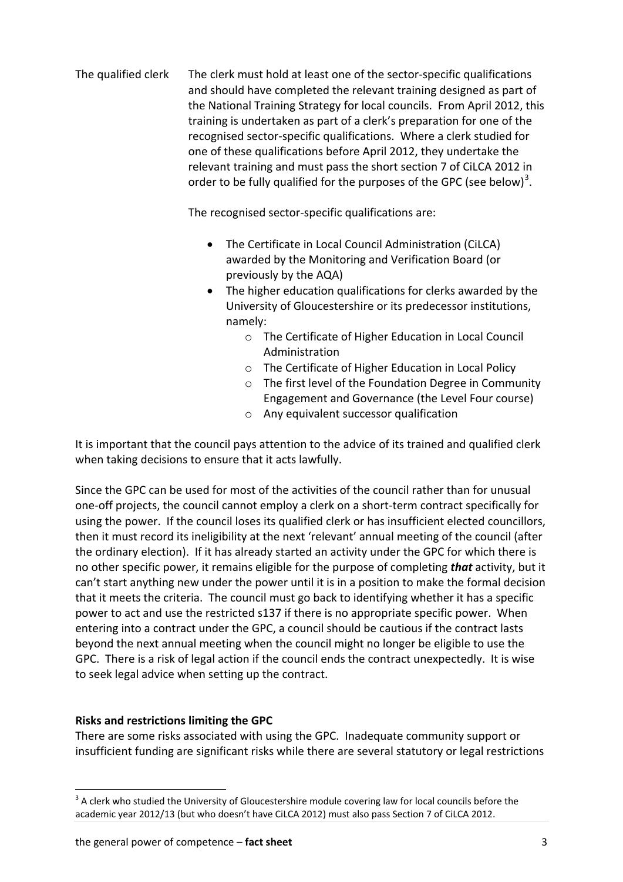**The qualified clerk**

The clerk must hold at least one of the sector-specific qualifications and should have completed the relevant training designed as part of the National Training Strategy for local councils. From April 2012, this training is undertaken as part of a clerk's preparation for one of the recognised sector-specific qualifications. Where a clerk studied for one of these qualifications before April 2012, they undertake the relevant training and must pass the short section 7 of CiLCA 2012 in order to be fully qualified for the purposes of the GPC (see below)[3].

The recognised sector-specific qualifications are:

- The Certificate in Local Council Administration (CiLCA) awarded by the Monitoring and Verification Board (or previously by the AQA)
- The higher education qualifications for clerks awarded by the University of Gloucestershire or its predecessor institutions, namely:
    - The Certificate of Higher Education in Local Council Administration
    - The Certificate of Higher Education in Local Policy
    - The first level of the Foundation Degree in Community Engagement and Governance (the Level Four course)
    - Any equivalent successor qualification

It is important that the council pays attention to the advice of its trained and qualified clerk when taking decisions to ensure that it acts lawfully.

Since the GPC can be used for most of the activities of the council rather than for unusual one-off projects, the council cannot employ a clerk on a short-term contract specifically for using the power. If the council loses its qualified clerk or has insufficient elected councillors, then it must record its ineligibility at the next 'relevant' annual meeting of the council (after the ordinary election). If it has already started an activity under the GPC for which there is no other specific power, it remains eligible for the purpose of completing ***that*** activity, but it can't start anything new under the power until it is in a position to make the formal decision that it meets the criteria. The council must go back to identifying whether it has a specific power to act and use the restricted s137 if there is no appropriate specific power. When entering into a contract under the GPC, a council should be cautious if the contract lasts beyond the next annual meeting when the council might no longer be eligible to use the GPC. There is a risk of legal action if the council ends the contract unexpectedly. It is wise to seek legal advice when setting up the contract.

**Risks and restrictions limiting the GPC**

There are some risks associated with using the GPC. Inadequate community support or insufficient funding are significant risks while there are several statutory or legal restrictions

[3] A clerk who studied the University of Gloucestershire module covering law for local councils before the academic year 2012/13 (but who doesn't have CiLCA 2012) must also pass Section 7 of CiLCA 2012.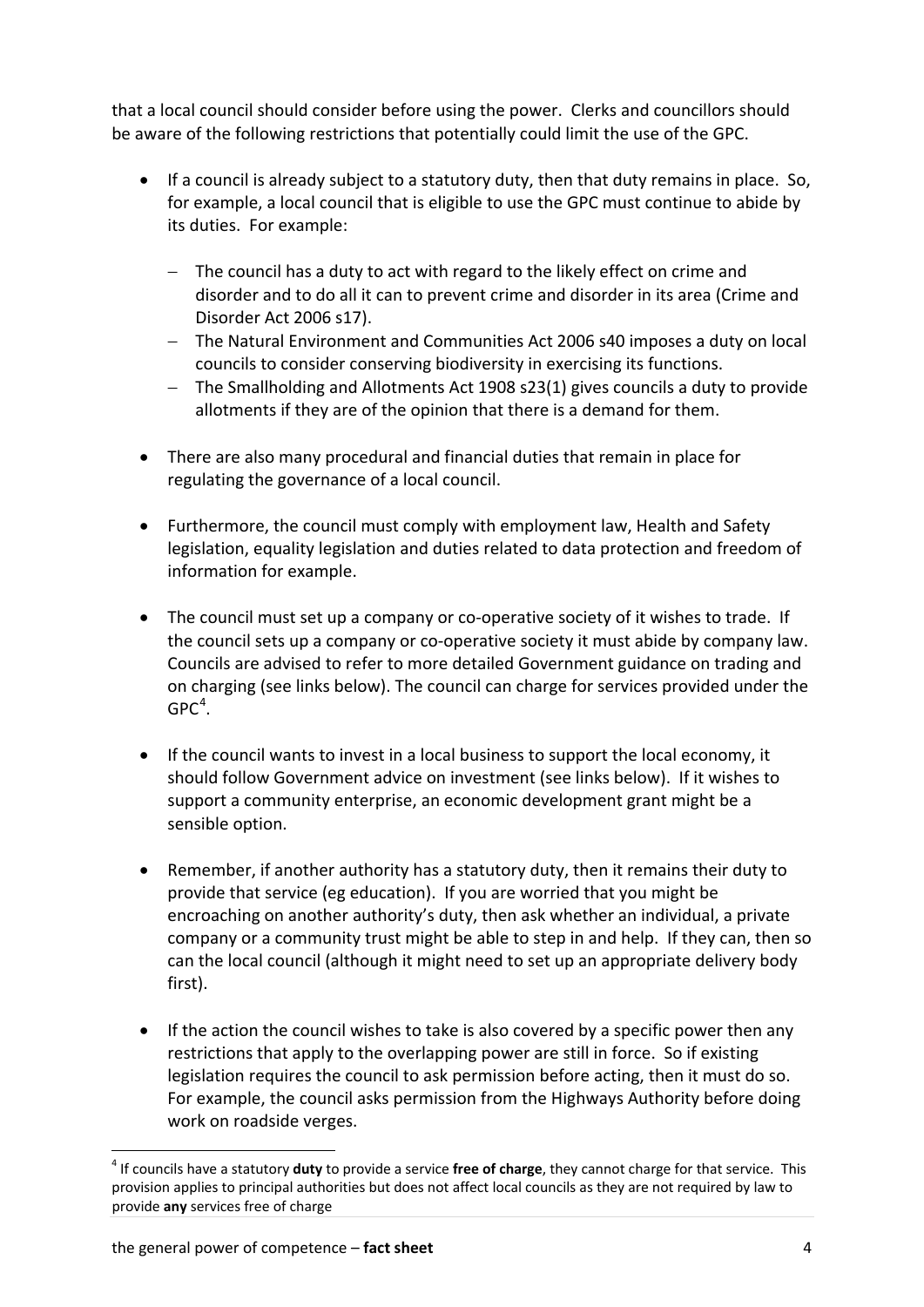that a local council should consider before using the power. Clerks and councillors should be aware of the following restrictions that potentially could limit the use of the GPC.

- If a council is already subject to a statutory duty, then that duty remains in place. So, for example, a local council that is eligible to use the GPC must continue to abide by its duties. For example:
  - The council has a duty to act with regard to the likely effect on crime and disorder and to do all it can to prevent crime and disorder in its area (Crime and Disorder Act 2006 s17).
  - The Natural Environment and Communities Act 2006 s40 imposes a duty on local councils to consider conserving biodiversity in exercising its functions.
  - The Smallholding and Allotments Act 1908 s23(1) gives councils a duty to provide allotments if they are of the opinion that there is a demand for them.

- There are also many procedural and financial duties that remain in place for regulating the governance of a local council.

- Furthermore, the council must comply with employment law, Health and Safety legislation, equality legislation and duties related to data protection and freedom of information for example.

- The council must set up a company or co-operative society of it wishes to trade. If the council sets up a company or co-operative society it must abide by company law. Councils are advised to refer to more detailed Government guidance on trading and on charging (see links below). The council can charge for services provided under the GPC[4].

- If the council wants to invest in a local business to support the local economy, it should follow Government advice on investment (see links below). If it wishes to support a community enterprise, an economic development grant might be a sensible option.

- Remember, if another authority has a statutory duty, then it remains their duty to provide that service (eg education). If you are worried that you might be encroaching on another authority's duty, then ask whether an individual, a private company or a community trust might be able to step in and help. If they can, then so can the local council (although it might need to set up an appropriate delivery body first).

- If the action the council wishes to take is also covered by a specific power then any restrictions that apply to the overlapping power are still in force. So if existing legislation requires the council to ask permission before acting, then it must do so. For example, the council asks permission from the Highways Authority before doing work on roadside verges.

---

[4] If councils have a statutory **duty** to provide a service **free of charge**, they cannot charge for that service. This provision applies to principal authorities but does not affect local councils as they are not required by law to provide **any** services free of charge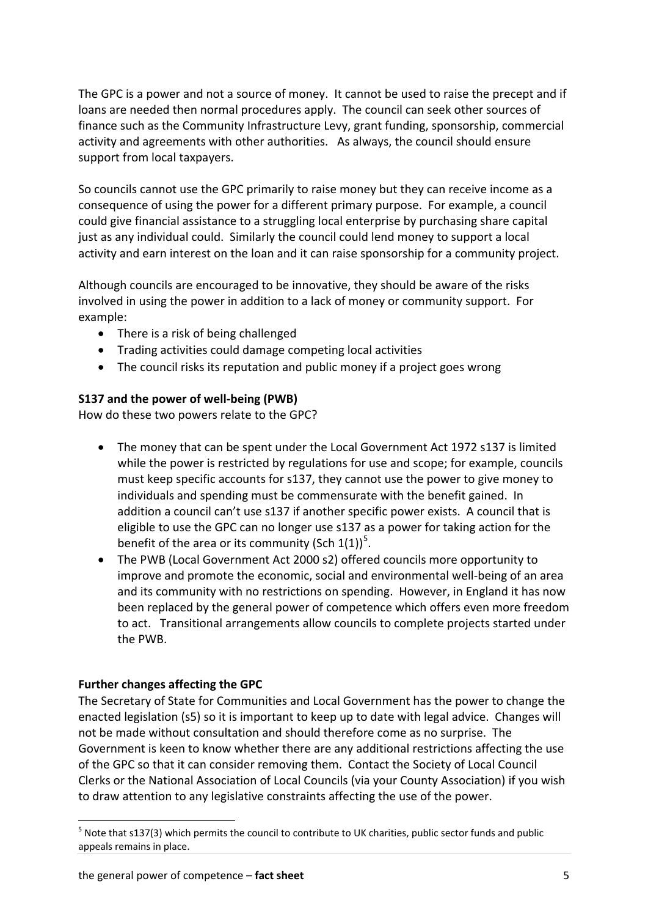The GPC is a power and not a source of money. It cannot be used to raise the precept and if loans are needed then normal procedures apply. The council can seek other sources of finance such as the Community Infrastructure Levy, grant funding, sponsorship, commercial activity and agreements with other authorities. As always, the council should ensure support from local taxpayers.

So councils cannot use the GPC primarily to raise money but they can receive income as a consequence of using the power for a different primary purpose. For example, a council could give financial assistance to a struggling local enterprise by purchasing share capital just as any individual could. Similarly the council could lend money to support a local activity and earn interest on the loan and it can raise sponsorship for a community project.

Although councils are encouraged to be innovative, they should be aware of the risks involved in using the power in addition to a lack of money or community support. For example:

- There is a risk of being challenged
- Trading activities could damage competing local activities
- The council risks its reputation and public money if a project goes wrong

**S137 and the power of well-being (PWB)**

How do these two powers relate to the GPC?

- The money that can be spent under the Local Government Act 1972 s137 is limited while the power is restricted by regulations for use and scope; for example, councils must keep specific accounts for s137, they cannot use the power to give money to individuals and spending must be commensurate with the benefit gained. In addition a council can't use s137 if another specific power exists. A council that is eligible to use the GPC can no longer use s137 as a power for taking action for the benefit of the area or its community (Sch 1(1))[5].
- The PWB (Local Government Act 2000 s2) offered councils more opportunity to improve and promote the economic, social and environmental well-being of an area and its community with no restrictions on spending. However, in England it has now been replaced by the general power of competence which offers even more freedom to act. Transitional arrangements allow councils to complete projects started under the PWB.

**Further changes affecting the GPC**

The Secretary of State for Communities and Local Government has the power to change the enacted legislation (s5) so it is important to keep up to date with legal advice. Changes will not be made without consultation and should therefore come as no surprise. The Government is keen to know whether there are any additional restrictions affecting the use of the GPC so that it can consider removing them. Contact the Society of Local Council Clerks or the National Association of Local Councils (via your County Association) if you wish to draw attention to any legislative constraints affecting the use of the power.

[5] Note that s137(3) which permits the council to contribute to UK charities, public sector funds and public appeals remains in place.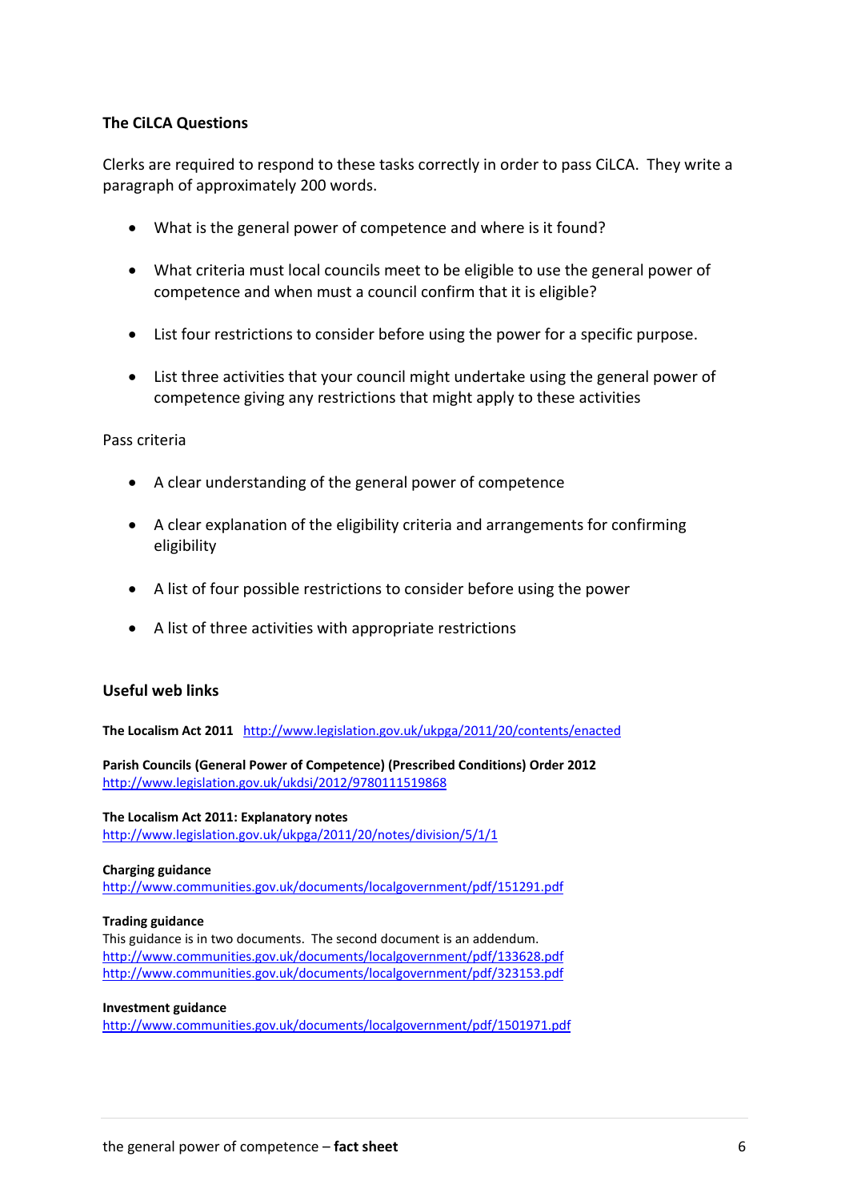### The CiLCA Questions

Clerks are required to respond to these tasks correctly in order to pass CiLCA. They write a paragraph of approximately 200 words.

- What is the general power of competence and where is it found?
- What criteria must local councils meet to be eligible to use the general power of competence and when must a council confirm that it is eligible?
- List four restrictions to consider before using the power for a specific purpose.
- List three activities that your council might undertake using the general power of competence giving any restrictions that might apply to these activities

Pass criteria

- A clear understanding of the general power of competence
- A clear explanation of the eligibility criteria and arrangements for confirming eligibility
- A list of four possible restrictions to consider before using the power
- A list of three activities with appropriate restrictions

### Useful web links

**The Localism Act 2011** http://www.legislation.gov.uk/ukpga/2011/20/contents/enacted

**Parish Councils (General Power of Competence) (Prescribed Conditions) Order 2012**
http://www.legislation.gov.uk/ukdsi/2012/9780111519868

**The Localism Act 2011: Explanatory notes**
http://www.legislation.gov.uk/ukpga/2011/20/notes/division/5/1/1

**Charging guidance**
http://www.communities.gov.uk/documents/localgovernment/pdf/151291.pdf

**Trading guidance**
This guidance is in two documents. The second document is an addendum.
http://www.communities.gov.uk/documents/localgovernment/pdf/133628.pdf
http://www.communities.gov.uk/documents/localgovernment/pdf/323153.pdf

**Investment guidance**
http://www.communities.gov.uk/documents/localgovernment/pdf/1501971.pdf